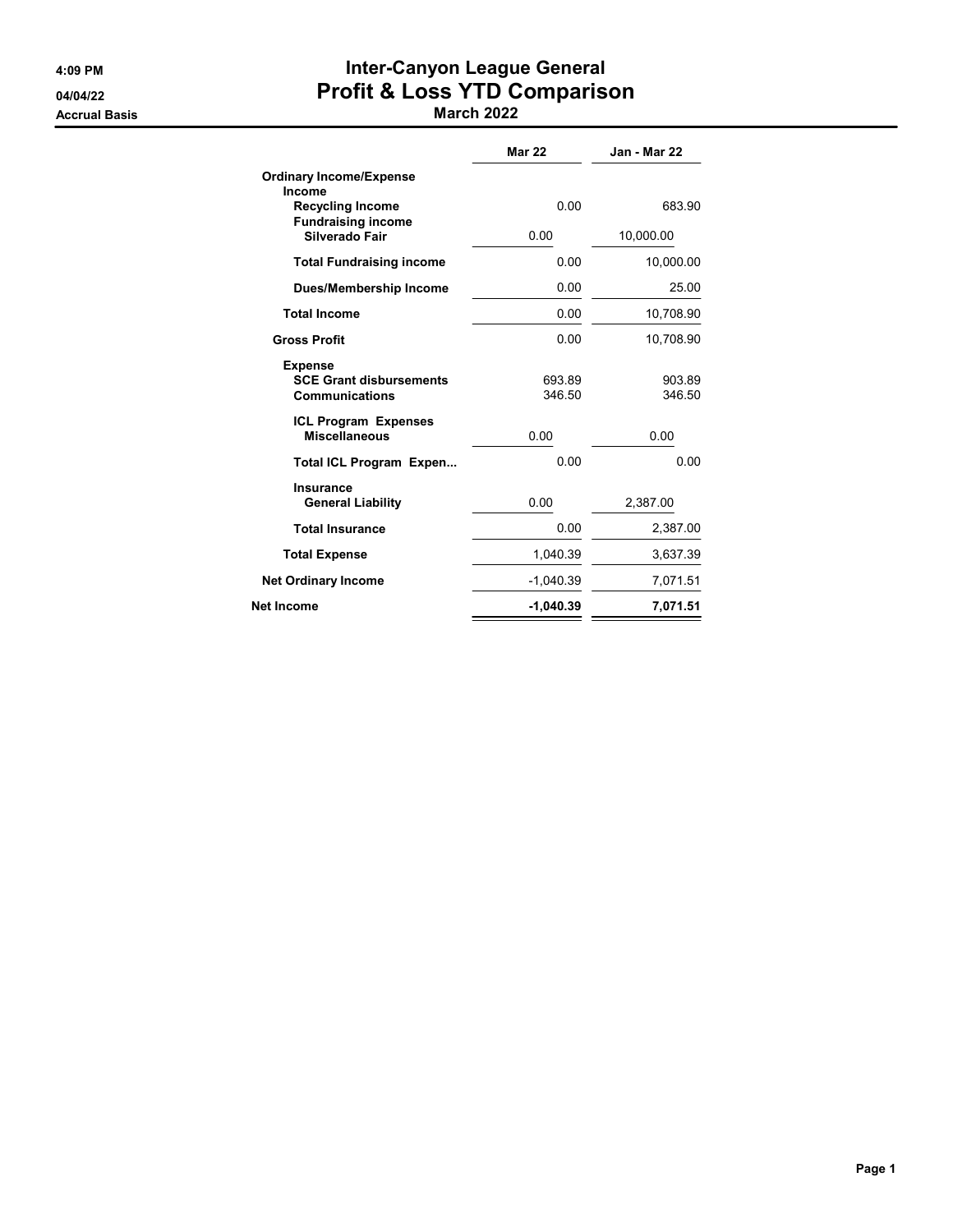4:09 PM
04/04/22
Accrual Basis

# Inter-Canyon League General
# Profit & Loss YTD Comparison
## March 2022

| | Mar 22 | Jan - Mar 22 |
|---|---|---|
| **Ordinary Income/Expense** | | |
| **Income** | | |
| **Recycling Income** | 0.00 | 683.90 |
| **Fundraising income** | | |
| **Silverado Fair** | 0.00 | 10,000.00 |
| **Total Fundraising income** | 0.00 | 10,000.00 |
| **Dues/Membership Income** | 0.00 | 25.00 |
| **Total Income** | 0.00 | 10,708.90 |
| **Gross Profit** | 0.00 | 10,708.90 |
| **Expense** | | |
| **SCE Grant disbursements** | 693.89 | 903.89 |
| **Communications** | 346.50 | 346.50 |
| **ICL Program Expenses** | | |
| **Miscellaneous** | 0.00 | 0.00 |
| **Total ICL Program Expen...** | 0.00 | 0.00 |
| **Insurance** | | |
| **General Liability** | 0.00 | 2,387.00 |
| **Total Insurance** | 0.00 | 2,387.00 |
| **Total Expense** | 1,040.39 | 3,637.39 |
| **Net Ordinary Income** | -1,040.39 | 7,071.51 |
| **Net Income** | **-1,040.39** | **7,071.51** |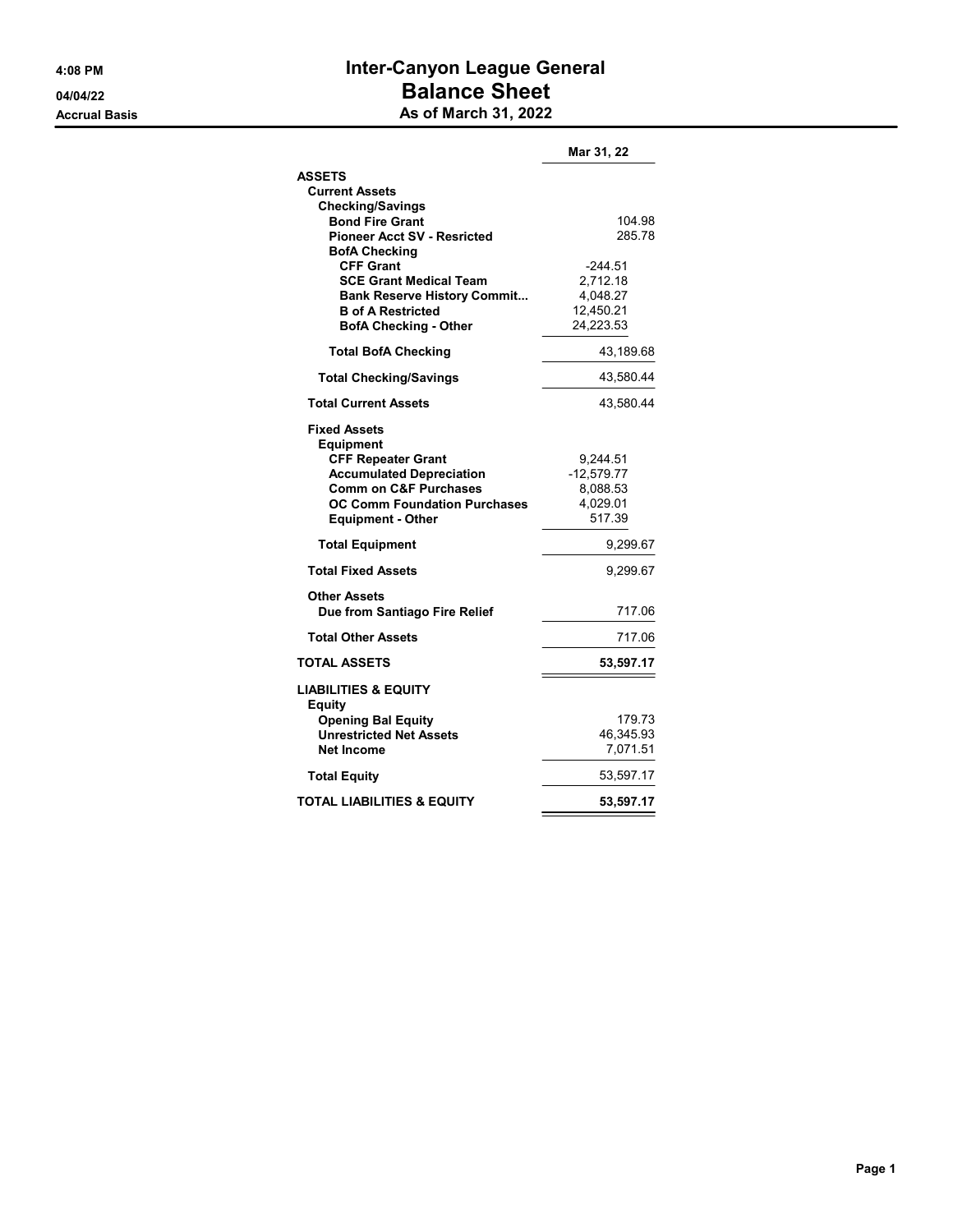# Inter-Canyon League General
## Balance Sheet
### As of March 31, 2022

4:08 PM
04/04/22
Accrual Basis

| | Mar 31, 22 |
|---|---|
| **ASSETS** | |
| **Current Assets** | |
| **Checking/Savings** | |
| **Bond Fire Grant** | 104.98 |
| **Pioneer Acct SV - Resricted** | 285.78 |
| **BofA Checking** | |
| **CFF Grant** | -244.51 |
| **SCE Grant Medical Team** | 2,712.18 |
| **Bank Reserve History Commit...** | 4,048.27 |
| **B of A Restricted** | 12,450.21 |
| **BofA Checking - Other** | 24,223.53 |
| **Total BofA Checking** | 43,189.68 |
| **Total Checking/Savings** | 43,580.44 |
| **Total Current Assets** | 43,580.44 |
| **Fixed Assets** | |
| **Equipment** | |
| **CFF Repeater Grant** | 9,244.51 |
| **Accumulated Depreciation** | -12,579.77 |
| **Comm on C&F Purchases** | 8,088.53 |
| **OC Comm Foundation Purchases** | 4,029.01 |
| **Equipment - Other** | 517.39 |
| **Total Equipment** | 9,299.67 |
| **Total Fixed Assets** | 9,299.67 |
| **Other Assets** | |
| **Due from Santiago Fire Relief** | 717.06 |
| **Total Other Assets** | 717.06 |
| **TOTAL ASSETS** | **53,597.17** |
| **LIABILITIES & EQUITY** | |
| **Equity** | |
| **Opening Bal Equity** | 179.73 |
| **Unrestricted Net Assets** | 46,345.93 |
| **Net Income** | 7,071.51 |
| **Total Equity** | 53,597.17 |
| **TOTAL LIABILITIES & EQUITY** | **53,597.17** |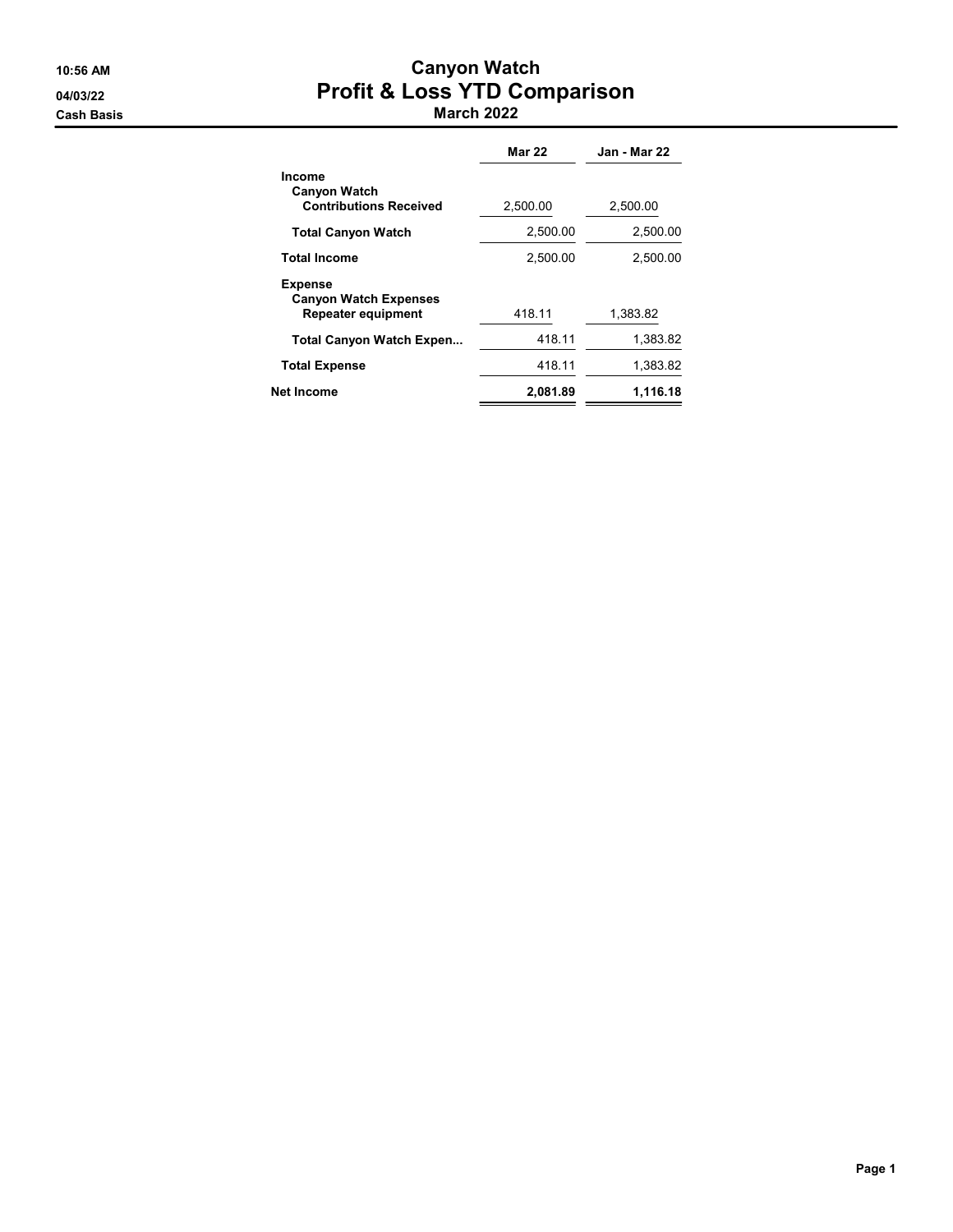10:56 AM
04/03/22
Cash Basis

# Canyon Watch
## Profit & Loss YTD Comparison
### March 2022

| | Mar 22 | Jan - Mar 22 |
|---|---|---|
| **Income** | | |
| **Canyon Watch** | | |
| **Contributions Received** | 2,500.00 | 2,500.00 |
| **Total Canyon Watch** | 2,500.00 | 2,500.00 |
| **Total Income** | 2,500.00 | 2,500.00 |
| **Expense** | | |
| **Canyon Watch Expenses** | | |
| **Repeater equipment** | 418.11 | 1,383.82 |
| **Total Canyon Watch Expen...** | 418.11 | 1,383.82 |
| **Total Expense** | 418.11 | 1,383.82 |
| **Net Income** | **2,081.89** | **1,116.18** |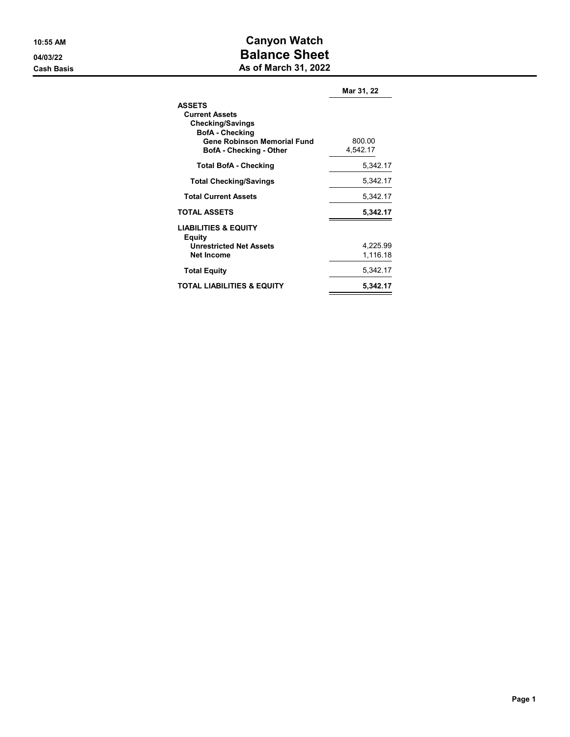10:55 AM
04/03/22
Cash Basis

# Canyon Watch
## Balance Sheet
### As of March 31, 2022

| | Mar 31, 22 |
|---|---|
| **ASSETS** | |
| **Current Assets** | |
| **Checking/Savings** | |
| **BofA - Checking** | |
| **Gene Robinson Memorial Fund** | 800.00 |
| **BofA - Checking - Other** | 4,542.17 |
| **Total BofA - Checking** | 5,342.17 |
| **Total Checking/Savings** | 5,342.17 |
| **Total Current Assets** | 5,342.17 |
| **TOTAL ASSETS** | **5,342.17** |
| **LIABILITIES & EQUITY** | |
| **Equity** | |
| **Unrestricted Net Assets** | 4,225.99 |
| **Net Income** | 1,116.18 |
| **Total Equity** | 5,342.17 |
| **TOTAL LIABILITIES & EQUITY** | **5,342.17** |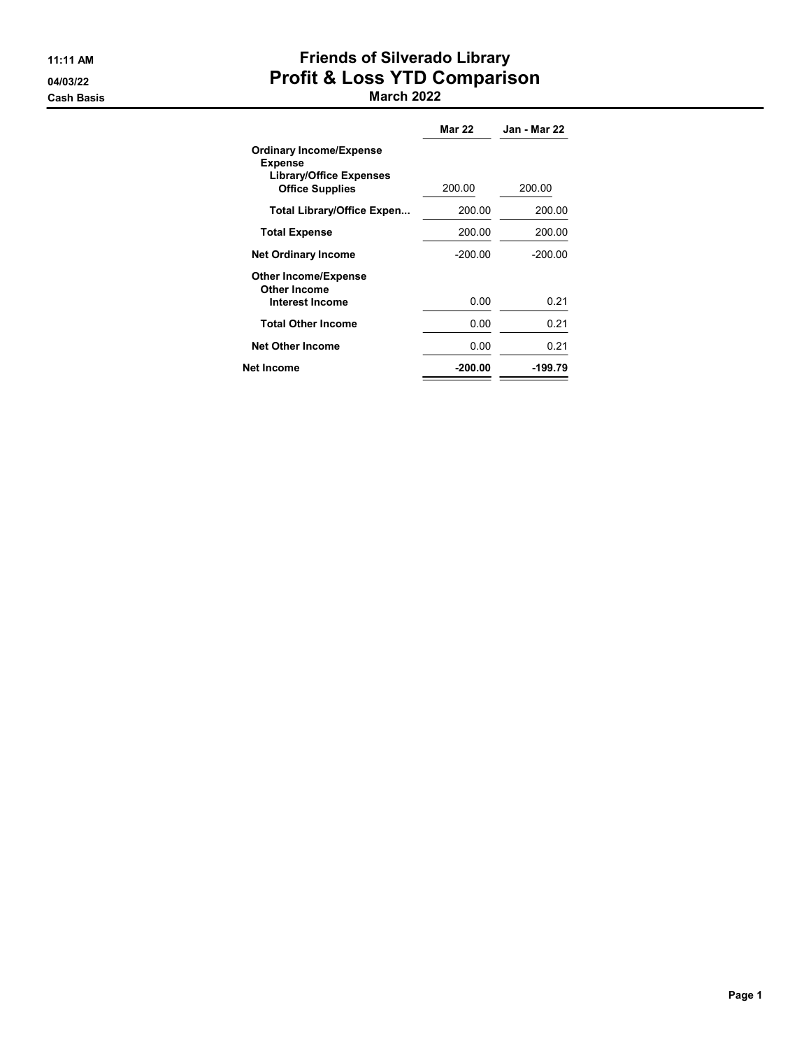11:11 AM
04/03/22
Cash Basis

# Friends of Silverado Library
## Profit & Loss YTD Comparison
### March 2022

| | Mar 22 | Jan - Mar 22 |
|---|---|---|
| **Ordinary Income/Expense** | | |
| **Expense** | | |
| **Library/Office Expenses** | | |
| **Office Supplies** | 200.00 | 200.00 |
| **Total Library/Office Expen...** | 200.00 | 200.00 |
| **Total Expense** | 200.00 | 200.00 |
| **Net Ordinary Income** | -200.00 | -200.00 |
| **Other Income/Expense** | | |
| **Other Income** | | |
| **Interest Income** | 0.00 | 0.21 |
| **Total Other Income** | 0.00 | 0.21 |
| **Net Other Income** | 0.00 | 0.21 |
| **Net Income** | **-200.00** | **-199.79** |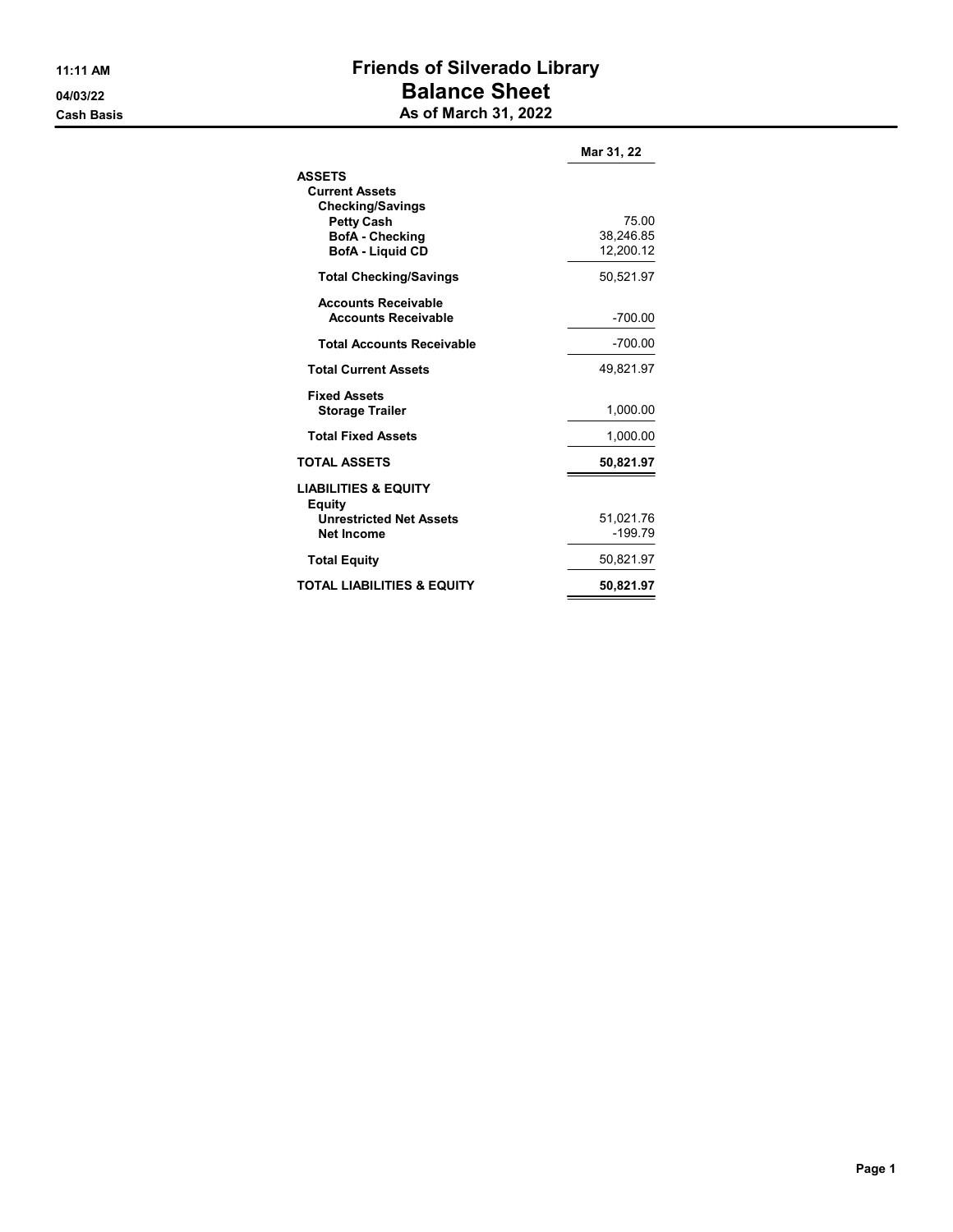# Friends of Silverado Library

## Balance Sheet

### As of March 31, 2022

11:11 AM
04/03/22
Cash Basis

| | Mar 31, 22 |
|---|---|
| **ASSETS** | |
| **Current Assets** | |
| **Checking/Savings** | |
| **Petty Cash** | 75.00 |
| **BofA - Checking** | 38,246.85 |
| **BofA - Liquid CD** | 12,200.12 |
| **Total Checking/Savings** | 50,521.97 |
| **Accounts Receivable** | |
| **Accounts Receivable** | -700.00 |
| **Total Accounts Receivable** | -700.00 |
| **Total Current Assets** | 49,821.97 |
| **Fixed Assets** | |
| **Storage Trailer** | 1,000.00 |
| **Total Fixed Assets** | 1,000.00 |
| **TOTAL ASSETS** | **50,821.97** |
| **LIABILITIES & EQUITY** | |
| **Equity** | |
| **Unrestricted Net Assets** | 51,021.76 |
| **Net Income** | -199.79 |
| **Total Equity** | 50,821.97 |
| **TOTAL LIABILITIES & EQUITY** | **50,821.97** |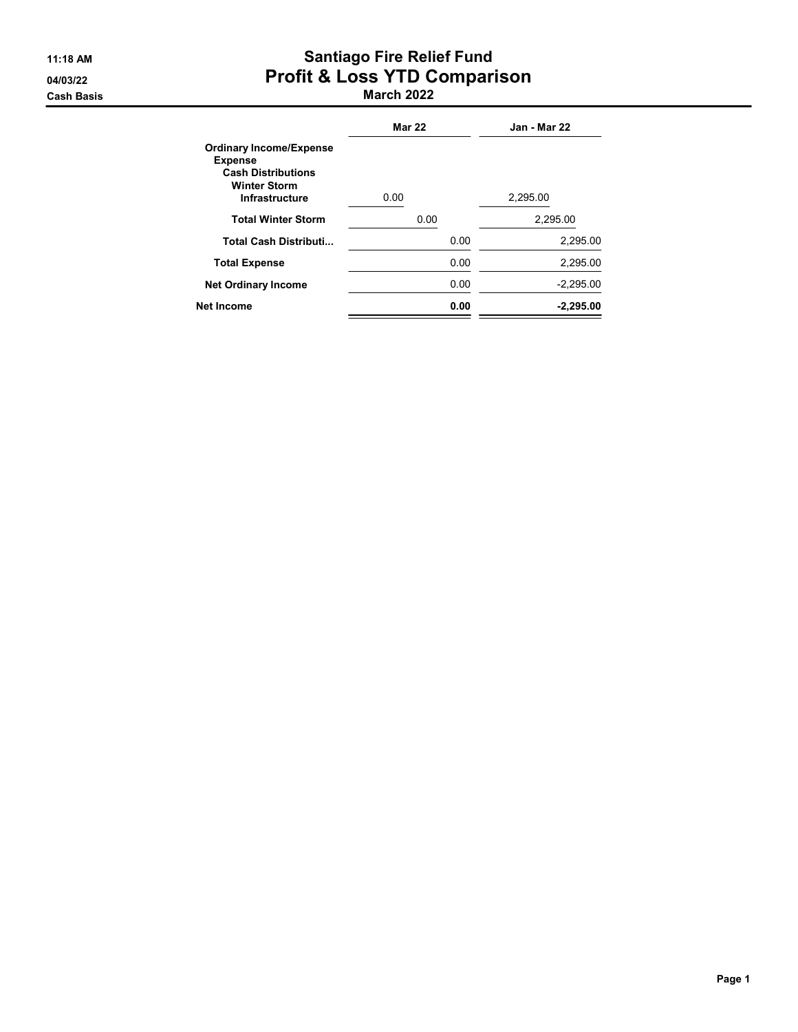11:18 AM
04/03/22
Cash Basis

# Santiago Fire Relief Fund
## Profit & Loss YTD Comparison
### March 2022

| | Mar 22 | Jan - Mar 22 |
|---|---|---|
| **Ordinary Income/Expense** | | |
| **Expense** | | |
| **Cash Distributions** | | |
| **Winter Storm** | | |
| **Infrastructure** | 0.00 | 2,295.00 |
| **Total Winter Storm** | 0.00 | 2,295.00 |
| **Total Cash Distributi...** | 0.00 | 2,295.00 |
| **Total Expense** | 0.00 | 2,295.00 |
| **Net Ordinary Income** | 0.00 | -2,295.00 |
| **Net Income** | **0.00** | **-2,295.00** |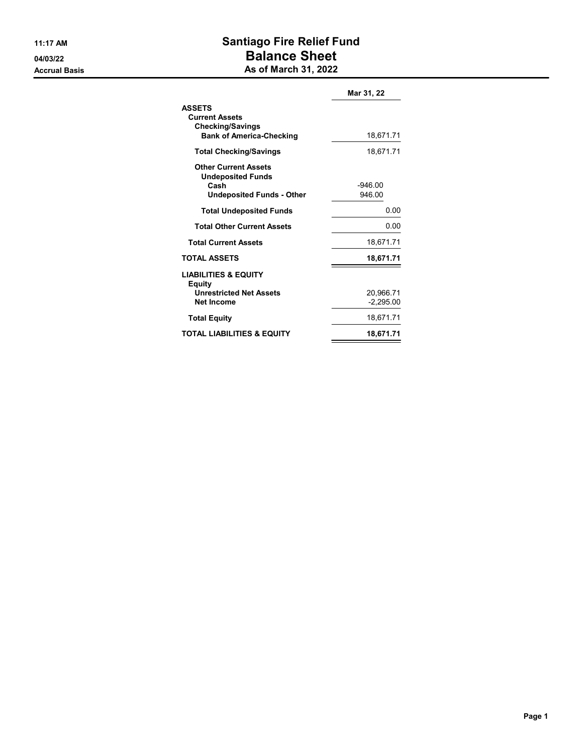11:17 AM
04/03/22
Accrual Basis

# Santiago Fire Relief Fund
## Balance Sheet
### As of March 31, 2022

| | | Mar 31, 22 |
|---|---|---|
| **ASSETS** | | |
| **Current Assets** | | |
| **Checking/Savings** | | |
| **Bank of America-Checking** | | 18,671.71 |
| **Total Checking/Savings** | | 18,671.71 |
| **Other Current Assets** | | |
| **Undeposited Funds** | | |
| **Cash** | -946.00 | |
| **Undeposited Funds - Other** | 946.00 | |
| **Total Undeposited Funds** | | 0.00 |
| **Total Other Current Assets** | | 0.00 |
| **Total Current Assets** | | 18,671.71 |
| **TOTAL ASSETS** | | **18,671.71** |
| **LIABILITIES & EQUITY** | | |
| **Equity** | | |
| **Unrestricted Net Assets** | | 20,966.71 |
| **Net Income** | | -2,295.00 |
| **Total Equity** | | 18,671.71 |
| **TOTAL LIABILITIES & EQUITY** | | **18,671.71** |